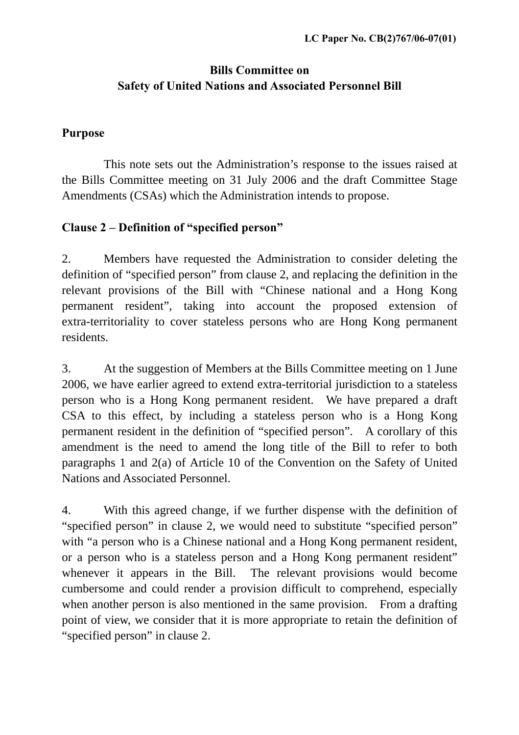**LC Paper No. CB(2)767/06-07(01)**

**Bills Committee on**
**Safety of United Nations and Associated Personnel Bill**

## Purpose

This note sets out the Administration's response to the issues raised at the Bills Committee meeting on 31 July 2006 and the draft Committee Stage Amendments (CSAs) which the Administration intends to propose.

## Clause 2 – Definition of "specified person"

2. Members have requested the Administration to consider deleting the definition of "specified person" from clause 2, and replacing the definition in the relevant provisions of the Bill with "Chinese national and a Hong Kong permanent resident", taking into account the proposed extension of extra-territoriality to cover stateless persons who are Hong Kong permanent residents.

3. At the suggestion of Members at the Bills Committee meeting on 1 June 2006, we have earlier agreed to extend extra-territorial jurisdiction to a stateless person who is a Hong Kong permanent resident. We have prepared a draft CSA to this effect, by including a stateless person who is a Hong Kong permanent resident in the definition of "specified person". A corollary of this amendment is the need to amend the long title of the Bill to refer to both paragraphs 1 and 2(a) of Article 10 of the Convention on the Safety of United Nations and Associated Personnel.

4. With this agreed change, if we further dispense with the definition of "specified person" in clause 2, we would need to substitute "specified person" with "a person who is a Chinese national and a Hong Kong permanent resident, or a person who is a stateless person and a Hong Kong permanent resident" whenever it appears in the Bill. The relevant provisions would become cumbersome and could render a provision difficult to comprehend, especially when another person is also mentioned in the same provision. From a drafting point of view, we consider that it is more appropriate to retain the definition of "specified person" in clause 2.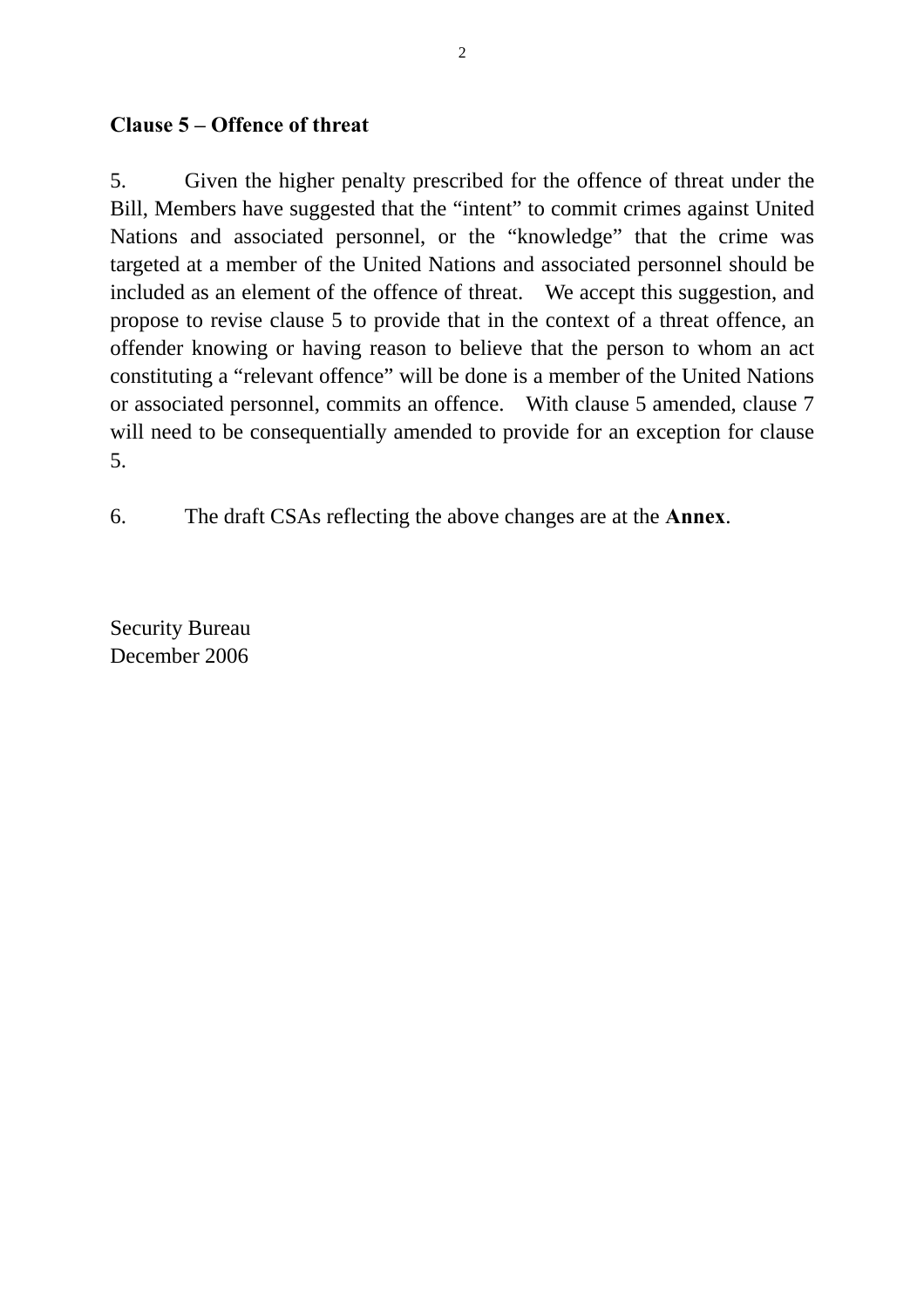**Clause 5 – Offence of threat**

5. Given the higher penalty prescribed for the offence of threat under the Bill, Members have suggested that the "intent" to commit crimes against United Nations and associated personnel, or the "knowledge" that the crime was targeted at a member of the United Nations and associated personnel should be included as an element of the offence of threat. We accept this suggestion, and propose to revise clause 5 to provide that in the context of a threat offence, an offender knowing or having reason to believe that the person to whom an act constituting a "relevant offence" will be done is a member of the United Nations or associated personnel, commits an offence. With clause 5 amended, clause 7 will need to be consequentially amended to provide for an exception for clause 5.

6. The draft CSAs reflecting the above changes are at the **Annex**.

Security Bureau
December 2006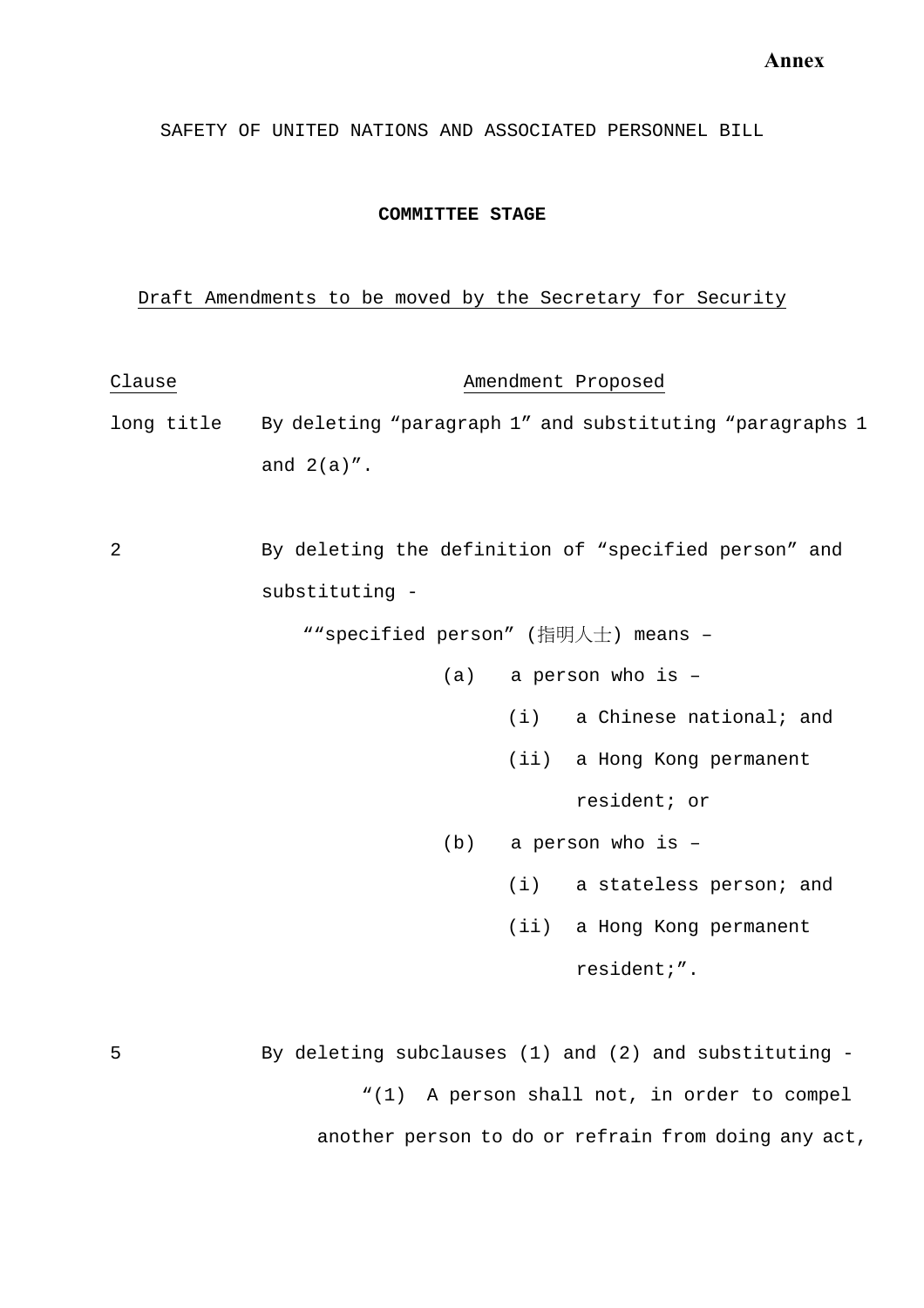**Annex**

SAFETY OF UNITED NATIONS AND ASSOCIATED PERSONNEL BILL

**COMMITTEE STAGE**

Draft Amendments to be moved by the Secretary for Security

| Clause | Amendment Proposed |
| --- | --- |
| long title | By deleting "paragraph 1" and substituting "paragraphs 1 and 2(a)". |
| 2 | By deleting the definition of "specified person" and substituting - |

""specified person" (指明人士) means –

(a) a person who is –

(i) a Chinese national; and

(ii) a Hong Kong permanent resident; or

(b) a person who is –

(i) a stateless person; and

(ii) a Hong Kong permanent resident;".

| | |
| --- | --- |
| 5 | By deleting subclauses (1) and (2) and substituting - |

"(1) A person shall not, in order to compel another person to do or refrain from doing any act,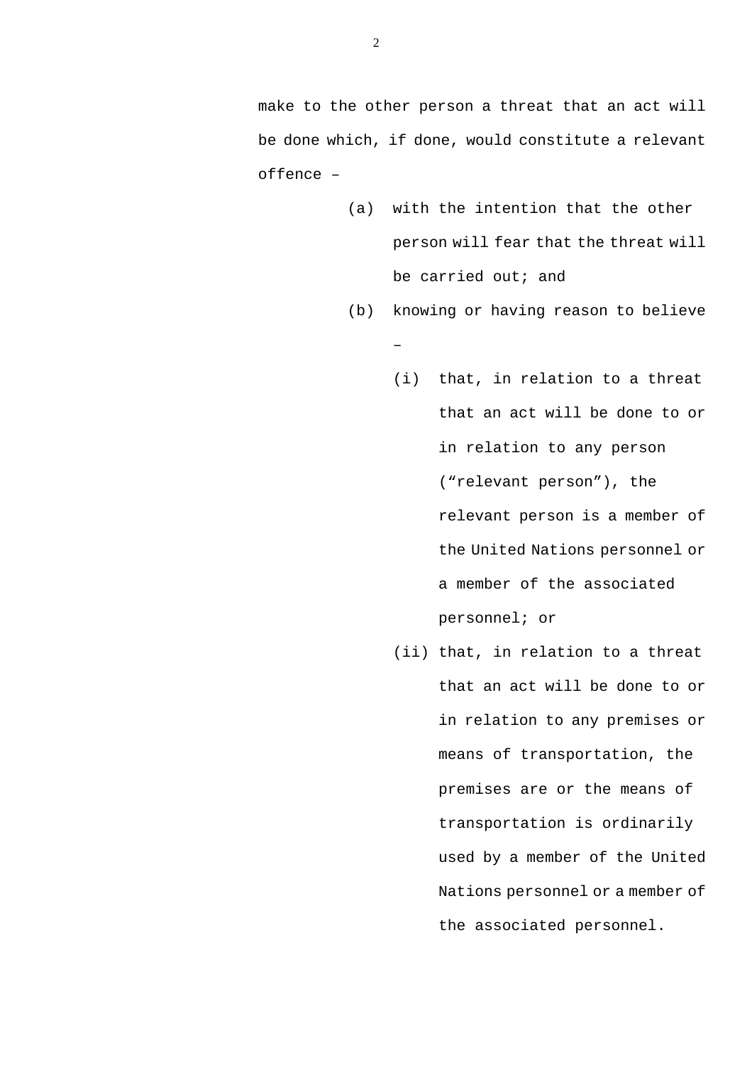make to the other person a threat that an act will be done which, if done, would constitute a relevant offence –

(a) with the intention that the other person will fear that the threat will be carried out; and

(b) knowing or having reason to believe –

   (i) that, in relation to a threat that an act will be done to or in relation to any person ("relevant person"), the relevant person is a member of the United Nations personnel or a member of the associated personnel; or

   (ii) that, in relation to a threat that an act will be done to or in relation to any premises or means of transportation, the premises are or the means of transportation is ordinarily used by a member of the United Nations personnel or a member of the associated personnel.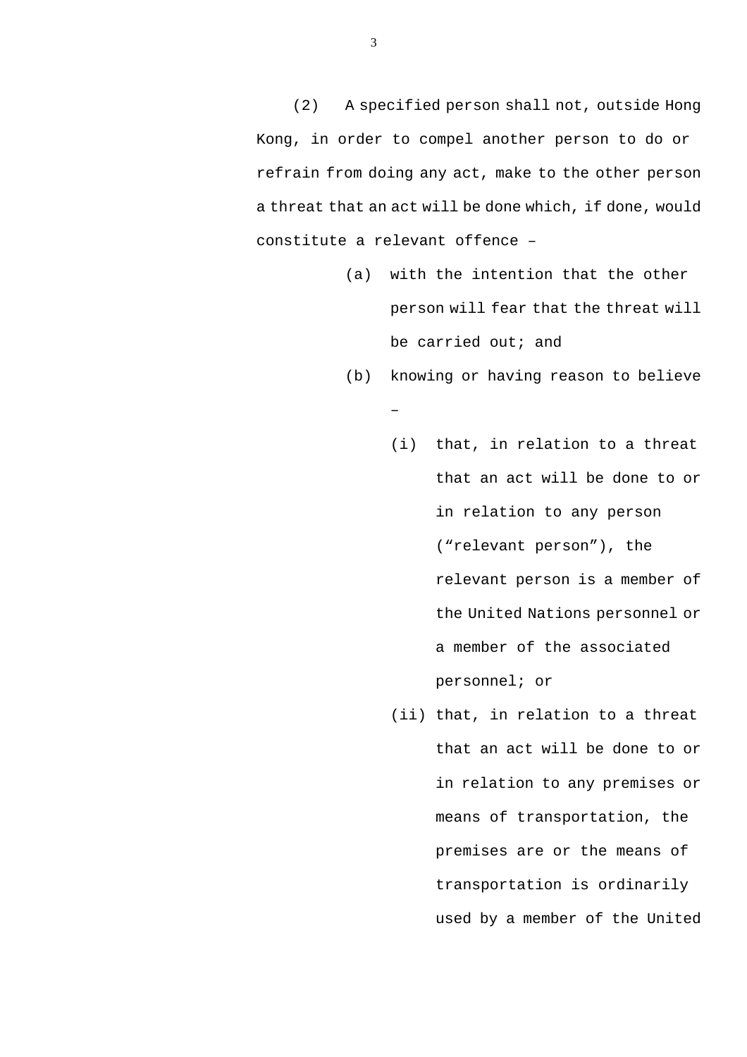(2) A specified person shall not, outside Hong Kong, in order to compel another person to do or refrain from doing any act, make to the other person a threat that an act will be done which, if done, would constitute a relevant offence –

- (a) with the intention that the other person will fear that the threat will be carried out; and
- (b) knowing or having reason to believe –
  - (i) that, in relation to a threat that an act will be done to or in relation to any person ("relevant person"), the relevant person is a member of the United Nations personnel or a member of the associated personnel; or
  - (ii) that, in relation to a threat that an act will be done to or in relation to any premises or means of transportation, the premises are or the means of transportation is ordinarily used by a member of the United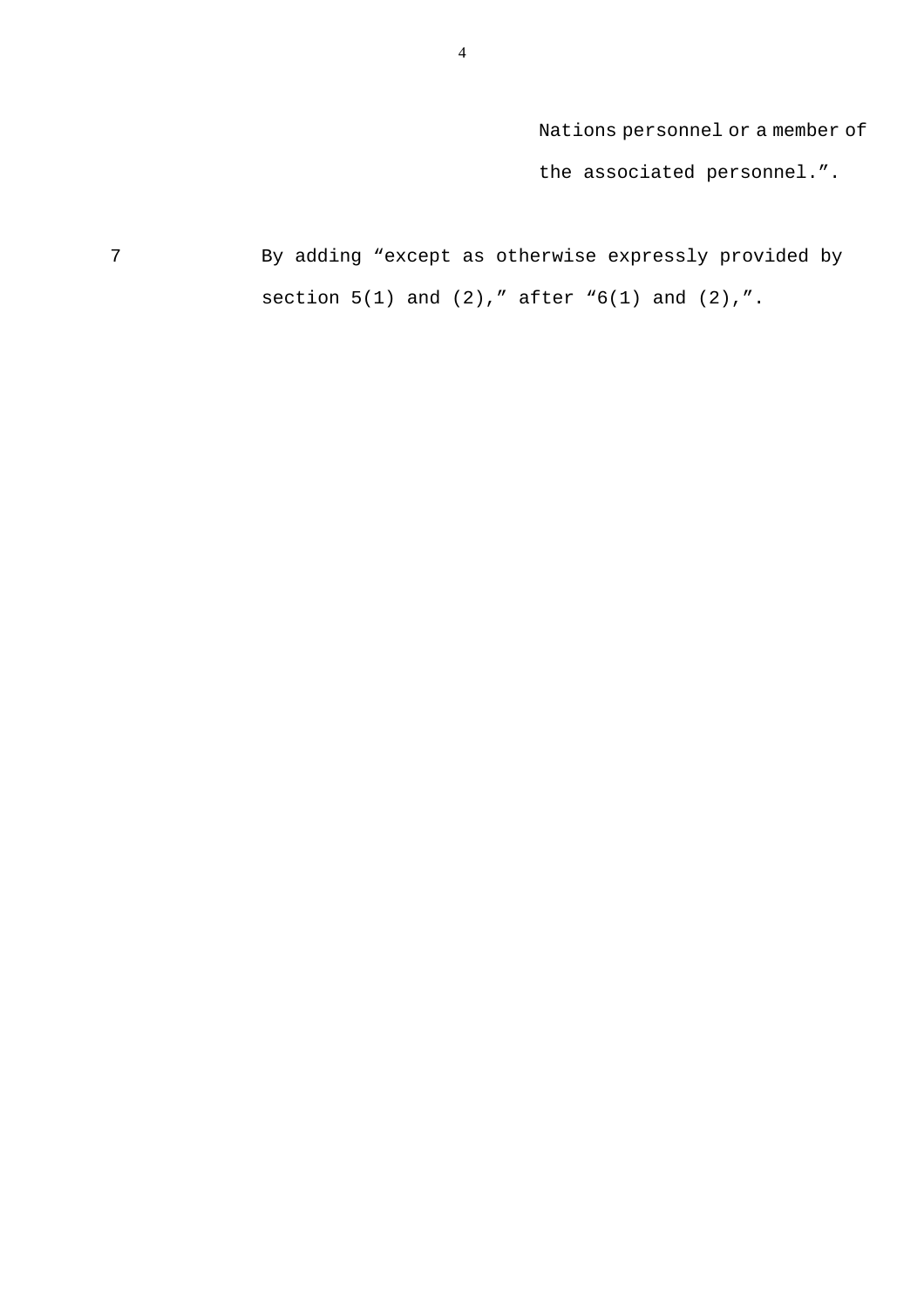Nations personnel or a member of the associated personnel.”.

| | |
|---|---|
| 7 | By adding “except as otherwise expressly provided by section 5(1) and (2),” after “6(1) and (2),”. |